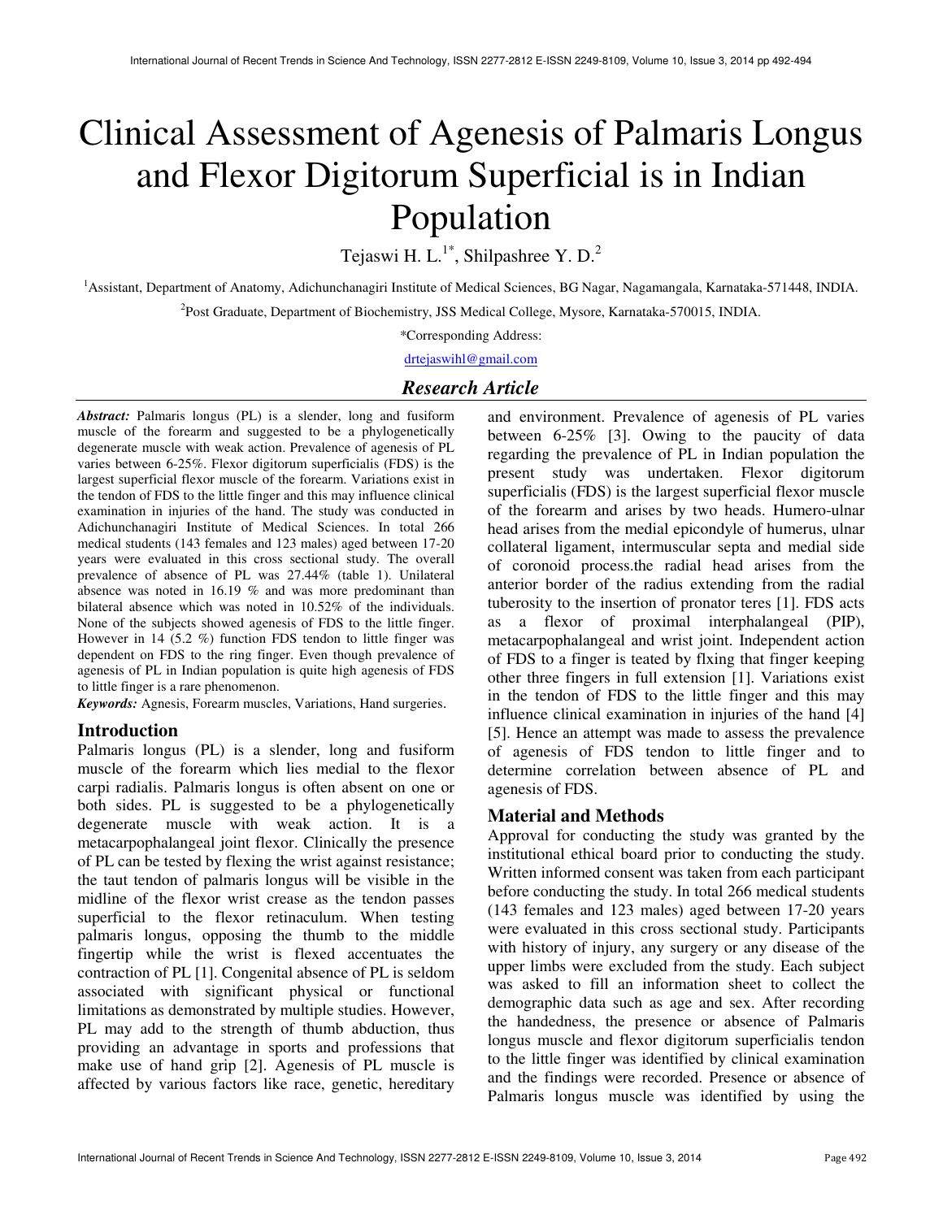# Clinical Assessment of Agenesis of Palmaris Longus and Flexor Digitorum Superficial is in Indian Population

Tejaswi H. L.[1*], Shilpashree Y. D.[2]

[1]Assistant, Department of Anatomy, Adichunchanagiri Institute of Medical Sciences, BG Nagar, Nagamangala, Karnataka-571448, INDIA.

[2]Post Graduate, Department of Biochemistry, JSS Medical College, Mysore, Karnataka-570015, INDIA.

*Corresponding Address:

drtejaswihl@gmail.com

## Research Article

***Abstract:*** Palmaris longus (PL) is a slender, long and fusiform muscle of the forearm and suggested to be a phylogenetically degenerate muscle with weak action. Prevalence of agenesis of PL varies between 6-25%. Flexor digitorum superficialis (FDS) is the largest superficial flexor muscle of the forearm. Variations exist in the tendon of FDS to the little finger and this may influence clinical examination in injuries of the hand. The study was conducted in Adichunchanagiri Institute of Medical Sciences. In total 266 medical students (143 females and 123 males) aged between 17-20 years were evaluated in this cross sectional study. The overall prevalence of absence of PL was 27.44% (table 1). Unilateral absence was noted in 16.19 % and was more predominant than bilateral absence which was noted in 10.52% of the individuals. None of the subjects showed agenesis of FDS to the little finger. However in 14 (5.2 %) function FDS tendon to little finger was dependent on FDS to the ring finger. Even though prevalence of agenesis of PL in Indian population is quite high agenesis of FDS to little finger is a rare phenomenon.

***Keywords:*** Agnesis, Forearm muscles, Variations, Hand surgeries.

## Introduction

Palmaris longus (PL) is a slender, long and fusiform muscle of the forearm which lies medial to the flexor carpi radialis. Palmaris longus is often absent on one or both sides. PL is suggested to be a phylogenetically degenerate muscle with weak action. It is a metacarpophalangeal joint flexor. Clinically the presence of PL can be tested by flexing the wrist against resistance; the taut tendon of palmaris longus will be visible in the midline of the flexor wrist crease as the tendon passes superficial to the flexor retinaculum. When testing palmaris longus, opposing the thumb to the middle fingertip while the wrist is flexed accentuates the contraction of PL [1]. Congenital absence of PL is seldom associated with significant physical or functional limitations as demonstrated by multiple studies. However, PL may add to the strength of thumb abduction, thus providing an advantage in sports and professions that make use of hand grip [2]. Agenesis of PL muscle is affected by various factors like race, genetic, hereditary and environment. Prevalence of agenesis of PL varies between 6-25% [3]. Owing to the paucity of data regarding the prevalence of PL in Indian population the present study was undertaken. Flexor digitorum superficialis (FDS) is the largest superficial flexor muscle of the forearm and arises by two heads. Humero-ulnar head arises from the medial epicondyle of humerus, ulnar collateral ligament, intermuscular septa and medial side of coronoid process.the radial head arises from the anterior border of the radius extending from the radial tuberosity to the insertion of pronator teres [1]. FDS acts as a flexor of proximal interphalangeal (PIP), metacarpophalangeal and wrist joint. Independent action of FDS to a finger is teated by flxing that finger keeping other three fingers in full extension [1]. Variations exist in the tendon of FDS to the little finger and this may influence clinical examination in injuries of the hand [4] [5]. Hence an attempt was made to assess the prevalence of agenesis of FDS tendon to little finger and to determine correlation between absence of PL and agenesis of FDS.

## Material and Methods

Approval for conducting the study was granted by the institutional ethical board prior to conducting the study. Written informed consent was taken from each participant before conducting the study. In total 266 medical students (143 females and 123 males) aged between 17-20 years were evaluated in this cross sectional study. Participants with history of injury, any surgery or any disease of the upper limbs were excluded from the study. Each subject was asked to fill an information sheet to collect the demographic data such as age and sex. After recording the handedness, the presence or absence of Palmaris longus muscle and flexor digitorum superficialis tendon to the little finger was identified by clinical examination and the findings were recorded. Presence or absence of Palmaris longus muscle was identified by using the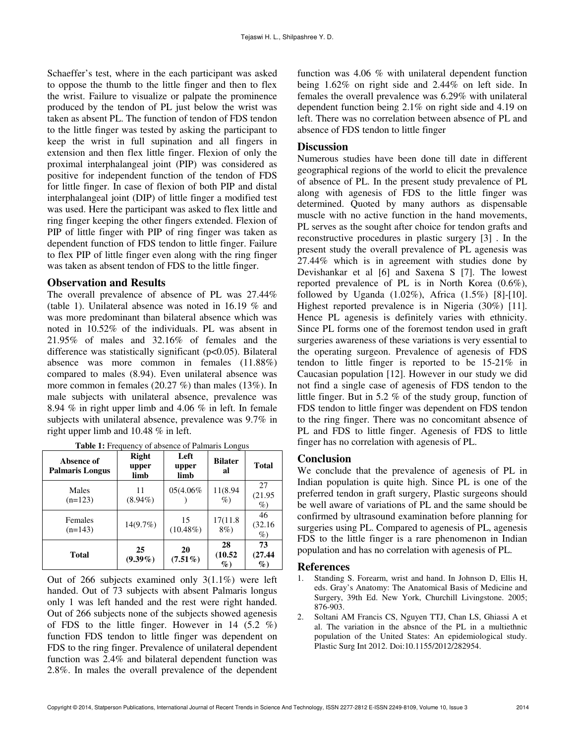Schaeffer's test, where in the each participant was asked to oppose the thumb to the little finger and then to flex the wrist. Failure to visualize or palpate the prominence produced by the tendon of PL just below the wrist was taken as absent PL. The function of tendon of FDS tendon to the little finger was tested by asking the participant to keep the wrist in full supination and all fingers in extension and then flex little finger. Flexion of only the proximal interphalangeal joint (PIP) was considered as positive for independent function of the tendon of FDS for little finger. In case of flexion of both PIP and distal interphalangeal joint (DIP) of little finger a modified test was used. Here the participant was asked to flex little and ring finger keeping the other fingers extended. Flexion of PIP of little finger with PIP of ring finger was taken as dependent function of FDS tendon to little finger. Failure to flex PIP of little finger even along with the ring finger was taken as absent tendon of FDS to the little finger.

## Observation and Results

The overall prevalence of absence of PL was 27.44% (table 1). Unilateral absence was noted in 16.19 % and was more predominant than bilateral absence which was noted in 10.52% of the individuals. PL was absent in 21.95% of males and 32.16% of females and the difference was statistically significant ($p<0.05$). Bilateral absence was more common in females (11.88%) compared to males (8.94). Even unilateral absence was more common in females (20.27 %) than males (13%). In male subjects with unilateral absence, prevalence was 8.94 % in right upper limb and 4.06 % in left. In female subjects with unilateral absence, prevalence was 9.7% in right upper limb and 10.48 % in left.

**Table 1:** Frequency of absence of Palmaris Longus

| Absence of Palmaris Longus | Right upper limb | Left upper limb | Bilateral | Total |
|---|---|---|---|---|
| Males (n=123) | 11 (8.94%) | 05(4.06%) | 11(8.94%) | 27 (21.95%) |
| Females (n=143) | 14(9.7%) | 15 (10.48%) | 17(11.88%) | 46 (32.16%) |
| **Total** | **25 (9.39%)** | **20 (7.51%)** | **28 (10.52%)** | **73 (27.44%)** |

Out of 266 subjects examined only 3(1.1%) were left handed. Out of 73 subjects with absent Palmaris longus only 1 was left handed and the rest were right handed. Out of 266 subjects none of the subjects showed agenesis of FDS to the little finger. However in 14 (5.2 %) function FDS tendon to little finger was dependent on FDS to the ring finger. Prevalence of unilateral dependent function was 2.4% and bilateral dependent function was 2.8%. In males the overall prevalence of the dependent function was 4.06 % with unilateral dependent function being 1.62% on right side and 2.44% on left side. In females the overall prevalence was 6.29% with unilateral dependent function being 2.1% on right side and 4.19 on left. There was no correlation between absence of PL and absence of FDS tendon to little finger

## Discussion

Numerous studies have been done till date in different geographical regions of the world to elicit the prevalence of absence of PL. In the present study prevalence of PL along with agenesis of FDS to the little finger was determined. Quoted by many authors as dispensable muscle with no active function in the hand movements, PL serves as the sought after choice for tendon grafts and reconstructive procedures in plastic surgery [3] . In the present study the overall prevalence of PL agenesis was 27.44% which is in agreement with studies done by Devishankar et al [6] and Saxena S [7]. The lowest reported prevalence of PL is in North Korea (0.6%), followed by Uganda (1.02%), Africa (1.5%) [8]-[10]. Highest reported prevalence is in Nigeria (30%) [11]. Hence PL agenesis is definitely varies with ethnicity. Since PL forms one of the foremost tendon used in graft surgeries awareness of these variations is very essential to the operating surgeon. Prevalence of agenesis of FDS tendon to little finger is reported to be 15-21% in Caucasian population [12]. However in our study we did not find a single case of agenesis of FDS tendon to the little finger. But in 5.2 % of the study group, function of FDS tendon to little finger was dependent on FDS tendon to the ring finger. There was no concomitant absence of PL and FDS to little finger. Agenesis of FDS to little finger has no correlation with agenesis of PL.

## Conclusion

We conclude that the prevalence of agenesis of PL in Indian population is quite high. Since PL is one of the preferred tendon in graft surgery, Plastic surgeons should be well aware of variations of PL and the same should be confirmed by ultrasound examination before planning for surgeries using PL. Compared to agenesis of PL, agenesis FDS to the little finger is a rare phenomenon in Indian population and has no correlation with agenesis of PL.

## References

1. Standing S. Forearm, wrist and hand. In Johnson D, Ellis H, eds. Gray's Anatomy: The Anatomical Basis of Medicine and Surgery, 39th Ed. New York, Churchill Livingstone. 2005; 876-903.
2. Soltani AM Francis CS, Nguyen TTJ, Chan LS, Ghiassi A et al. The variation in the absnce of the PL in a multiethnic population of the United States: An epidemiological study. Plastic Surg Int 2012. Doi:10.1155/2012/282954.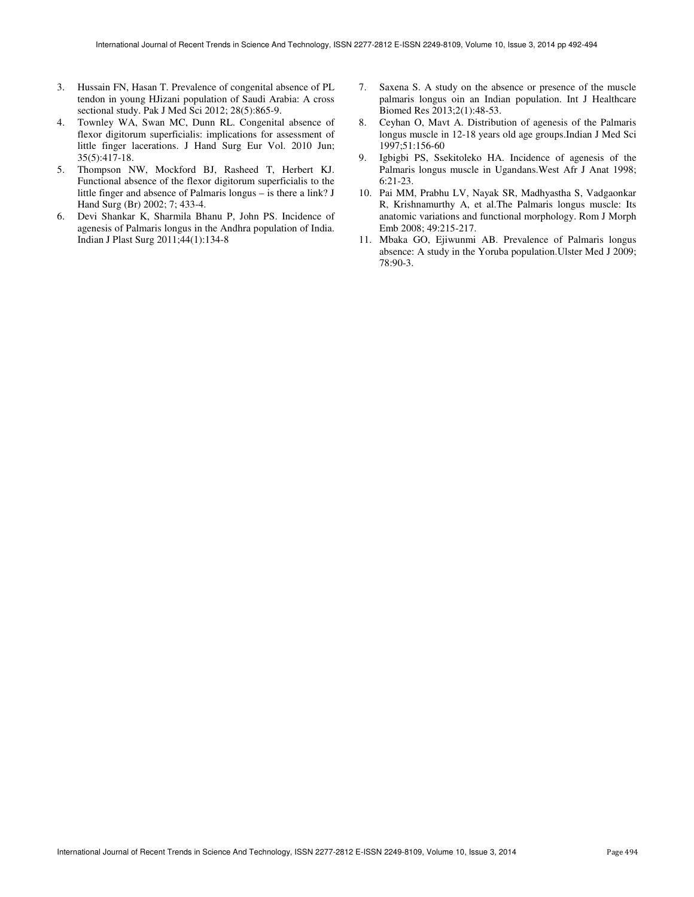3. Hussain FN, Hasan T. Prevalence of congenital absence of PL tendon in young HJizani population of Saudi Arabia: A cross sectional study. Pak J Med Sci 2012; 28(5):865-9.
4. Townley WA, Swan MC, Dunn RL. Congenital absence of flexor digitorum superficialis: implications for assessment of little finger lacerations. J Hand Surg Eur Vol. 2010 Jun; 35(5):417-18.
5. Thompson NW, Mockford BJ, Rasheed T, Herbert KJ. Functional absence of the flexor digitorum superficialis to the little finger and absence of Palmaris longus – is there a link? J Hand Surg (Br) 2002; 7; 433-4.
6. Devi Shankar K, Sharmila Bhanu P, John PS. Incidence of agenesis of Palmaris longus in the Andhra population of India. Indian J Plast Surg 2011;44(1):134-8
7. Saxena S. A study on the absence or presence of the muscle palmaris longus oin an Indian population. Int J Healthcare Biomed Res 2013;2(1):48-53.
8. Ceyhan O, Mavt A. Distribution of agenesis of the Palmaris longus muscle in 12-18 years old age groups.Indian J Med Sci 1997;51:156-60
9. Igbigbi PS, Ssekitoleko HA. Incidence of agenesis of the Palmaris longus muscle in Ugandans.West Afr J Anat 1998; 6:21-23.
10. Pai MM, Prabhu LV, Nayak SR, Madhyastha S, Vadgaonkar R, Krishnamurthy A, et al.The Palmaris longus muscle: Its anatomic variations and functional morphology. Rom J Morph Emb 2008; 49:215-217.
11. Mbaka GO, Ejiwunmi AB. Prevalence of Palmaris longus absence: A study in the Yoruba population.Ulster Med J 2009; 78:90-3.